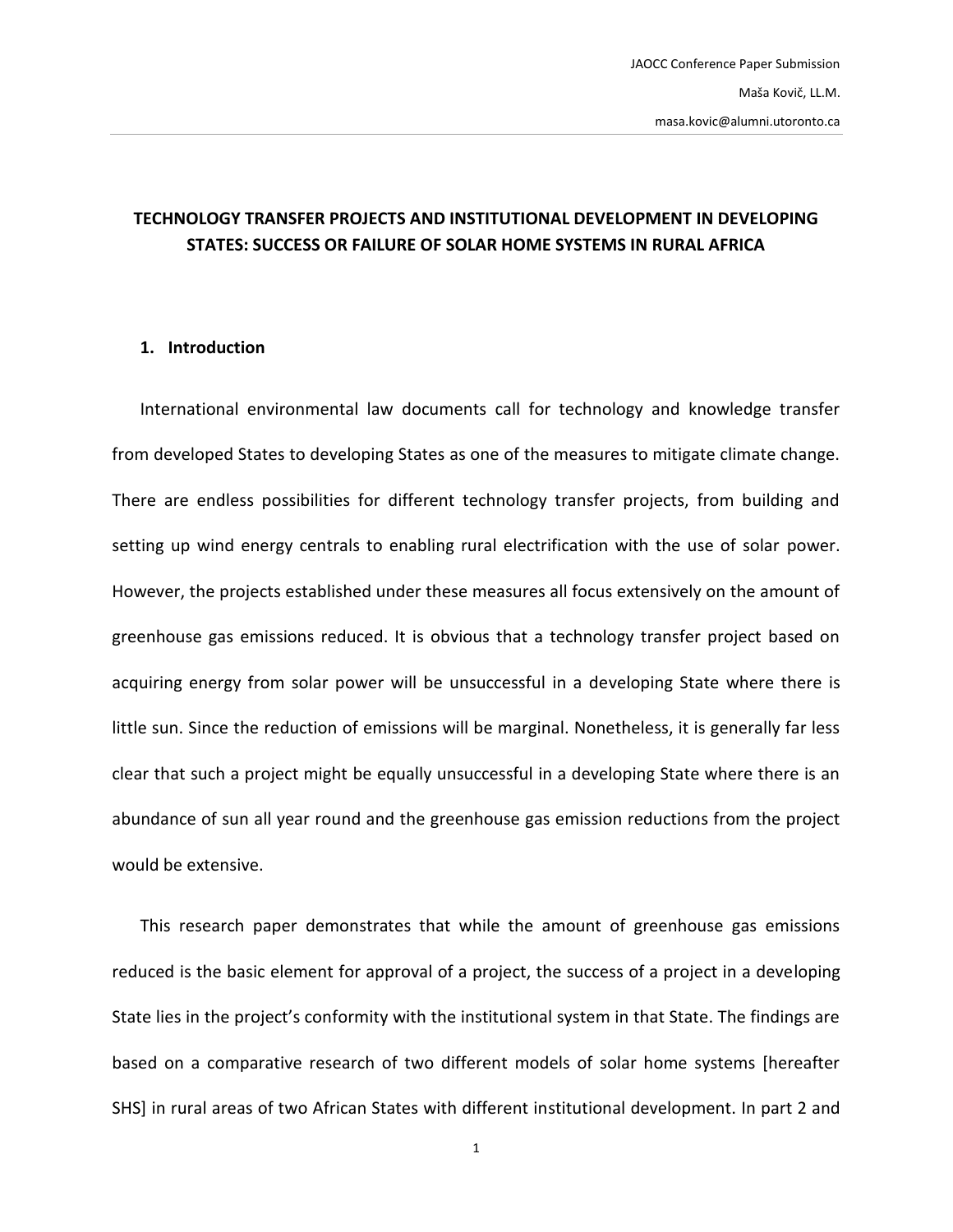JAOCC Conference Paper Submission

Maša Kovič, LL.M.

masa.kovic@alumni.utoronto.ca

# TECHNOLOGY TRANSFER PROJECTS AND INSTITUTIONAL DEVELOPMENT IN DEVELOPING STATES: SUCCESS OR FAILURE OF SOLAR HOME SYSTEMS IN RURAL AFRICA

## 1. Introduction

International environmental law documents call for technology and knowledge transfer from developed States to developing States as one of the measures to mitigate climate change. There are endless possibilities for different technology transfer projects, from building and setting up wind energy centrals to enabling rural electrification with the use of solar power. However, the projects established under these measures all focus extensively on the amount of greenhouse gas emissions reduced. It is obvious that a technology transfer project based on acquiring energy from solar power will be unsuccessful in a developing State where there is little sun. Since the reduction of emissions will be marginal. Nonetheless, it is generally far less clear that such a project might be equally unsuccessful in a developing State where there is an abundance of sun all year round and the greenhouse gas emission reductions from the project would be extensive.

This research paper demonstrates that while the amount of greenhouse gas emissions reduced is the basic element for approval of a project, the success of a project in a developing State lies in the project's conformity with the institutional system in that State. The findings are based on a comparative research of two different models of solar home systems [hereafter SHS] in rural areas of two African States with different institutional development. In part 2 and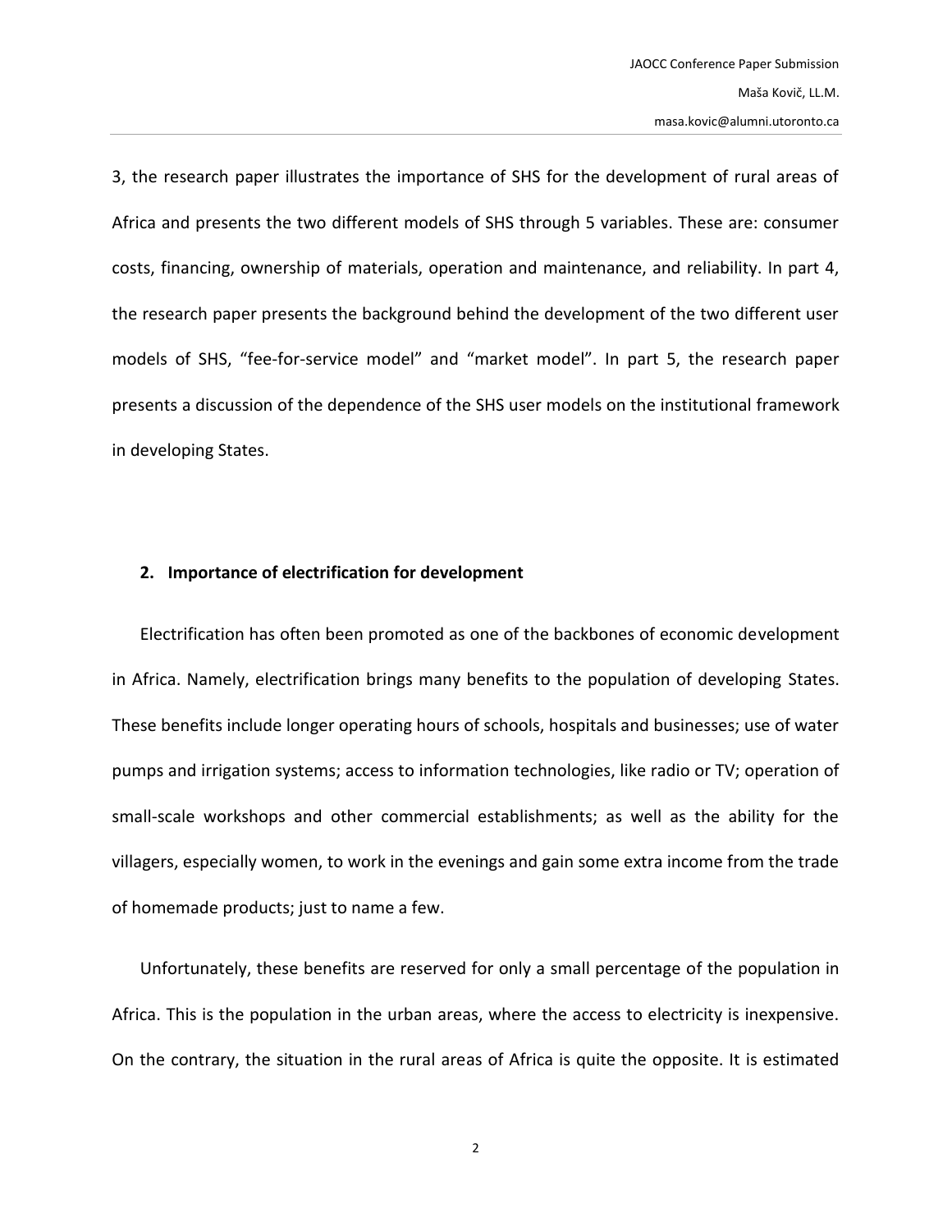3, the research paper illustrates the importance of SHS for the development of rural areas of Africa and presents the two different models of SHS through 5 variables. These are: consumer costs, financing, ownership of materials, operation and maintenance, and reliability. In part 4, the research paper presents the background behind the development of the two different user models of SHS, "fee-for-service model" and "market model". In part 5, the research paper presents a discussion of the dependence of the SHS user models on the institutional framework in developing States.

## 2. Importance of electrification for development

Electrification has often been promoted as one of the backbones of economic development in Africa. Namely, electrification brings many benefits to the population of developing States. These benefits include longer operating hours of schools, hospitals and businesses; use of water pumps and irrigation systems; access to information technologies, like radio or TV; operation of small-scale workshops and other commercial establishments; as well as the ability for the villagers, especially women, to work in the evenings and gain some extra income from the trade of homemade products; just to name a few.

Unfortunately, these benefits are reserved for only a small percentage of the population in Africa. This is the population in the urban areas, where the access to electricity is inexpensive. On the contrary, the situation in the rural areas of Africa is quite the opposite. It is estimated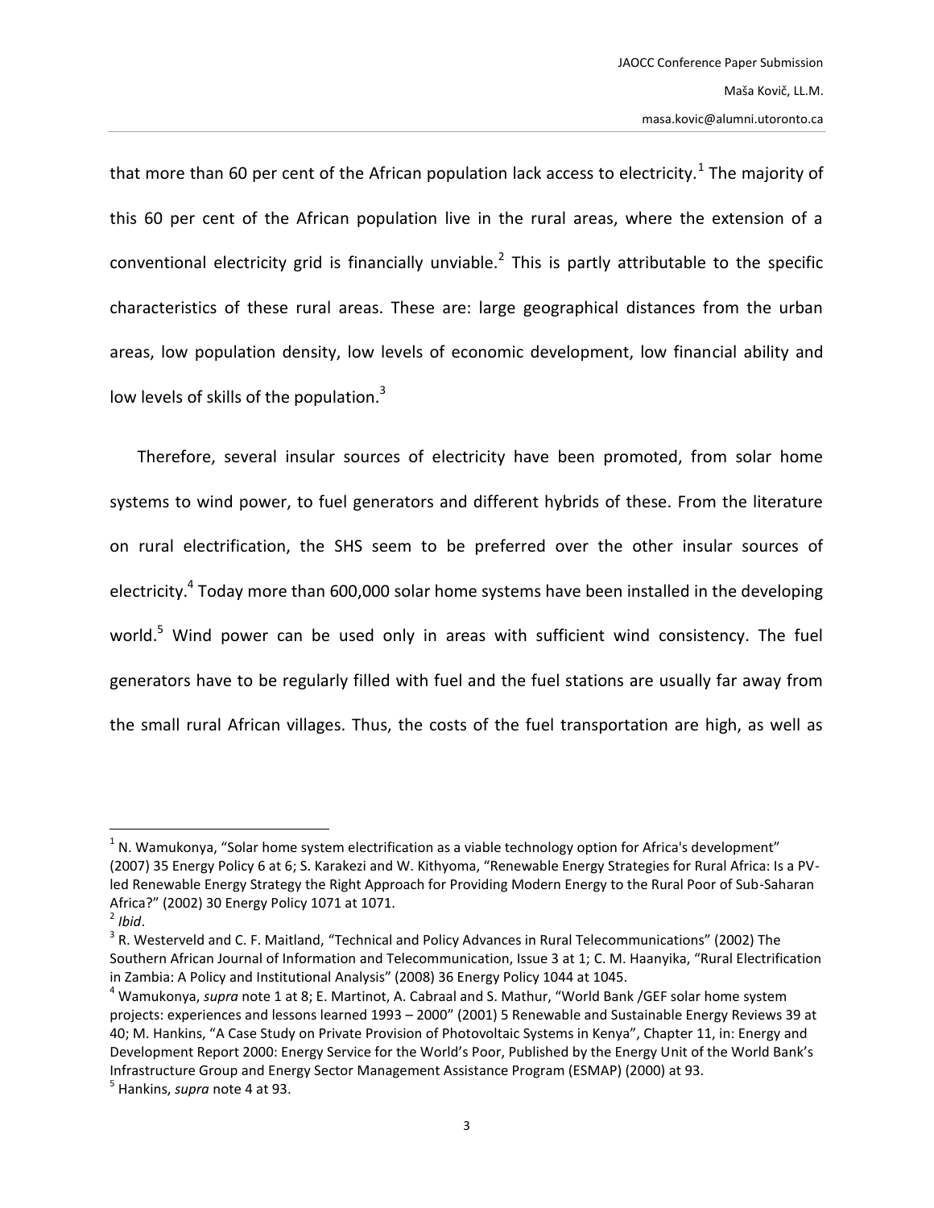that more than 60 per cent of the African population lack access to electricity.[1] The majority of this 60 per cent of the African population live in the rural areas, where the extension of a conventional electricity grid is financially unviable.[2] This is partly attributable to the specific characteristics of these rural areas. These are: large geographical distances from the urban areas, low population density, low levels of economic development, low financial ability and low levels of skills of the population.[3]

Therefore, several insular sources of electricity have been promoted, from solar home systems to wind power, to fuel generators and different hybrids of these. From the literature on rural electrification, the SHS seem to be preferred over the other insular sources of electricity.[4] Today more than 600,000 solar home systems have been installed in the developing world.[5] Wind power can be used only in areas with sufficient wind consistency. The fuel generators have to be regularly filled with fuel and the fuel stations are usually far away from the small rural African villages. Thus, the costs of the fuel transportation are high, as well as

---

[1] N. Wamukonya, "Solar home system electrification as a viable technology option for Africa's development" (2007) 35 Energy Policy 6 at 6; S. Karakezi and W. Kithyoma, "Renewable Energy Strategies for Rural Africa: Is a PV-led Renewable Energy Strategy the Right Approach for Providing Modern Energy to the Rural Poor of Sub-Saharan Africa?" (2002) 30 Energy Policy 1071 at 1071.

[2] *Ibid*.

[3] R. Westerveld and C. F. Maitland, "Technical and Policy Advances in Rural Telecommunications" (2002) The Southern African Journal of Information and Telecommunication, Issue 3 at 1; C. M. Haanyika, "Rural Electrification in Zambia: A Policy and Institutional Analysis" (2008) 36 Energy Policy 1044 at 1045.

[4] Wamukonya, *supra* note 1 at 8; E. Martinot, A. Cabraal and S. Mathur, "World Bank /GEF solar home system projects: experiences and lessons learned 1993 – 2000" (2001) 5 Renewable and Sustainable Energy Reviews 39 at 40; M. Hankins, "A Case Study on Private Provision of Photovoltaic Systems in Kenya", Chapter 11, in: Energy and Development Report 2000: Energy Service for the World's Poor, Published by the Energy Unit of the World Bank's Infrastructure Group and Energy Sector Management Assistance Program (ESMAP) (2000) at 93.

[5] Hankins, *supra* note 4 at 93.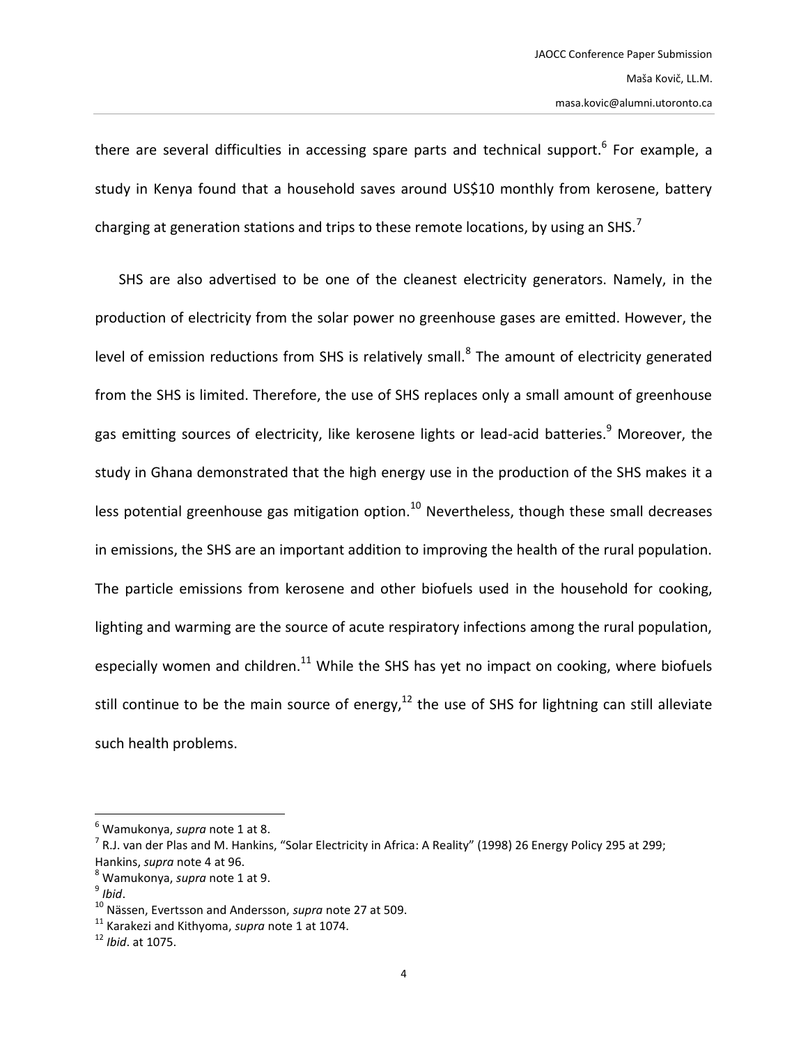there are several difficulties in accessing spare parts and technical support.[6] For example, a study in Kenya found that a household saves around US$10 monthly from kerosene, battery charging at generation stations and trips to these remote locations, by using an SHS.[7]

SHS are also advertised to be one of the cleanest electricity generators. Namely, in the production of electricity from the solar power no greenhouse gases are emitted. However, the level of emission reductions from SHS is relatively small.[8] The amount of electricity generated from the SHS is limited. Therefore, the use of SHS replaces only a small amount of greenhouse gas emitting sources of electricity, like kerosene lights or lead-acid batteries.[9] Moreover, the study in Ghana demonstrated that the high energy use in the production of the SHS makes it a less potential greenhouse gas mitigation option.[10] Nevertheless, though these small decreases in emissions, the SHS are an important addition to improving the health of the rural population. The particle emissions from kerosene and other biofuels used in the household for cooking, lighting and warming are the source of acute respiratory infections among the rural population, especially women and children.[11] While the SHS has yet no impact on cooking, where biofuels still continue to be the main source of energy,[12] the use of SHS for lightning can still alleviate such health problems.

---

[6] Wamukonya, *supra* note 1 at 8.

[7] R.J. van der Plas and M. Hankins, "Solar Electricity in Africa: A Reality" (1998) 26 Energy Policy 295 at 299; Hankins, *supra* note 4 at 96.

[8] Wamukonya, *supra* note 1 at 9.

[9] *Ibid*.

[10] Nässen, Evertsson and Andersson, *supra* note 27 at 509.

[11] Karakezi and Kithyoma, *supra* note 1 at 1074.

[12] *Ibid*. at 1075.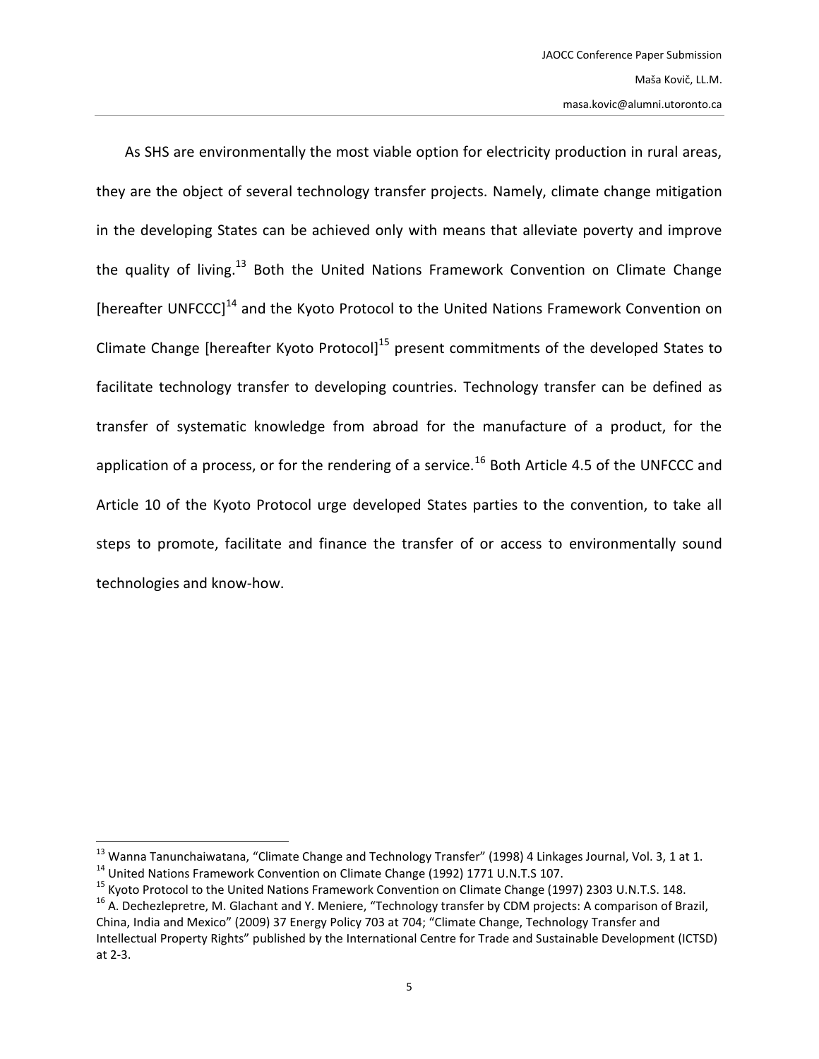As SHS are environmentally the most viable option for electricity production in rural areas, they are the object of several technology transfer projects. Namely, climate change mitigation in the developing States can be achieved only with means that alleviate poverty and improve the quality of living.[13] Both the United Nations Framework Convention on Climate Change [hereafter UNFCCC][14] and the Kyoto Protocol to the United Nations Framework Convention on Climate Change [hereafter Kyoto Protocol][15] present commitments of the developed States to facilitate technology transfer to developing countries. Technology transfer can be defined as transfer of systematic knowledge from abroad for the manufacture of a product, for the application of a process, or for the rendering of a service.[16] Both Article 4.5 of the UNFCCC and Article 10 of the Kyoto Protocol urge developed States parties to the convention, to take all steps to promote, facilitate and finance the transfer of or access to environmentally sound technologies and know-how.

---

[13] Wanna Tanunchaiwatana, "Climate Change and Technology Transfer" (1998) 4 Linkages Journal, Vol. 3, 1 at 1.

[14] United Nations Framework Convention on Climate Change (1992) 1771 U.N.T.S 107.

[15] Kyoto Protocol to the United Nations Framework Convention on Climate Change (1997) 2303 U.N.T.S. 148.

[16] A. Dechezlepretre, M. Glachant and Y. Meniere, "Technology transfer by CDM projects: A comparison of Brazil, China, India and Mexico" (2009) 37 Energy Policy 703 at 704; "Climate Change, Technology Transfer and Intellectual Property Rights" published by the International Centre for Trade and Sustainable Development (ICTSD) at 2-3.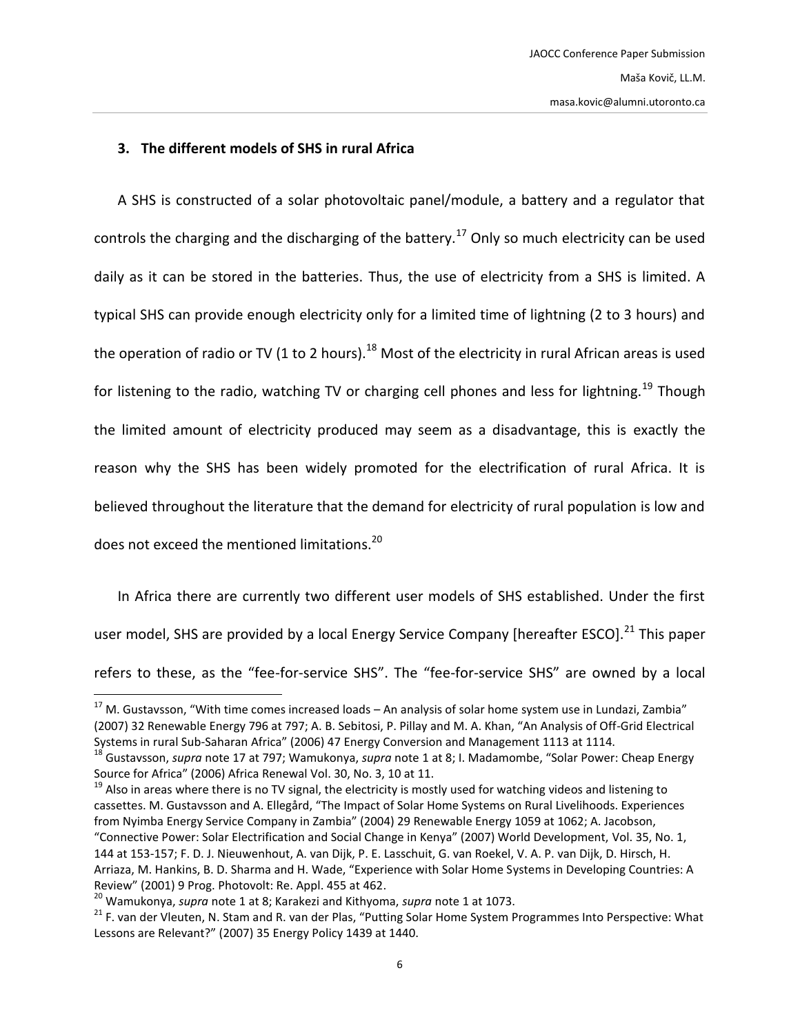### 3. The different models of SHS in rural Africa

A SHS is constructed of a solar photovoltaic panel/module, a battery and a regulator that controls the charging and the discharging of the battery.[17] Only so much electricity can be used daily as it can be stored in the batteries. Thus, the use of electricity from a SHS is limited. A typical SHS can provide enough electricity only for a limited time of lightning (2 to 3 hours) and the operation of radio or TV (1 to 2 hours).[18] Most of the electricity in rural African areas is used for listening to the radio, watching TV or charging cell phones and less for lightning.[19] Though the limited amount of electricity produced may seem as a disadvantage, this is exactly the reason why the SHS has been widely promoted for the electrification of rural Africa. It is believed throughout the literature that the demand for electricity of rural population is low and does not exceed the mentioned limitations.[20]

In Africa there are currently two different user models of SHS established. Under the first user model, SHS are provided by a local Energy Service Company [hereafter ESCO].[21] This paper refers to these, as the "fee-for-service SHS". The "fee-for-service SHS" are owned by a local

---

[17] M. Gustavsson, "With time comes increased loads – An analysis of solar home system use in Lundazi, Zambia" (2007) 32 Renewable Energy 796 at 797; A. B. Sebitosi, P. Pillay and M. A. Khan, "An Analysis of Off-Grid Electrical Systems in rural Sub-Saharan Africa" (2006) 47 Energy Conversion and Management 1113 at 1114.

[18] Gustavsson, *supra* note 17 at 797; Wamukonya, *supra* note 1 at 8; I. Madamombe, "Solar Power: Cheap Energy Source for Africa" (2006) Africa Renewal Vol. 30, No. 3, 10 at 11.

[19] Also in areas where there is no TV signal, the electricity is mostly used for watching videos and listening to cassettes. M. Gustavsson and A. Ellegård, "The Impact of Solar Home Systems on Rural Livelihoods. Experiences from Nyimba Energy Service Company in Zambia" (2004) 29 Renewable Energy 1059 at 1062; A. Jacobson, "Connective Power: Solar Electrification and Social Change in Kenya" (2007) World Development, Vol. 35, No. 1, 144 at 153-157; F. D. J. Nieuwenhout, A. van Dijk, P. E. Lasschuit, G. van Roekel, V. A. P. van Dijk, D. Hirsch, H. Arriaza, M. Hankins, B. D. Sharma and H. Wade, "Experience with Solar Home Systems in Developing Countries: A Review" (2001) 9 Prog. Photovolt: Re. Appl. 455 at 462.

[20] Wamukonya, *supra* note 1 at 8; Karakezi and Kithyoma, *supra* note 1 at 1073.

[21] F. van der Vleuten, N. Stam and R. van der Plas, "Putting Solar Home System Programmes Into Perspective: What Lessons are Relevant?" (2007) 35 Energy Policy 1439 at 1440.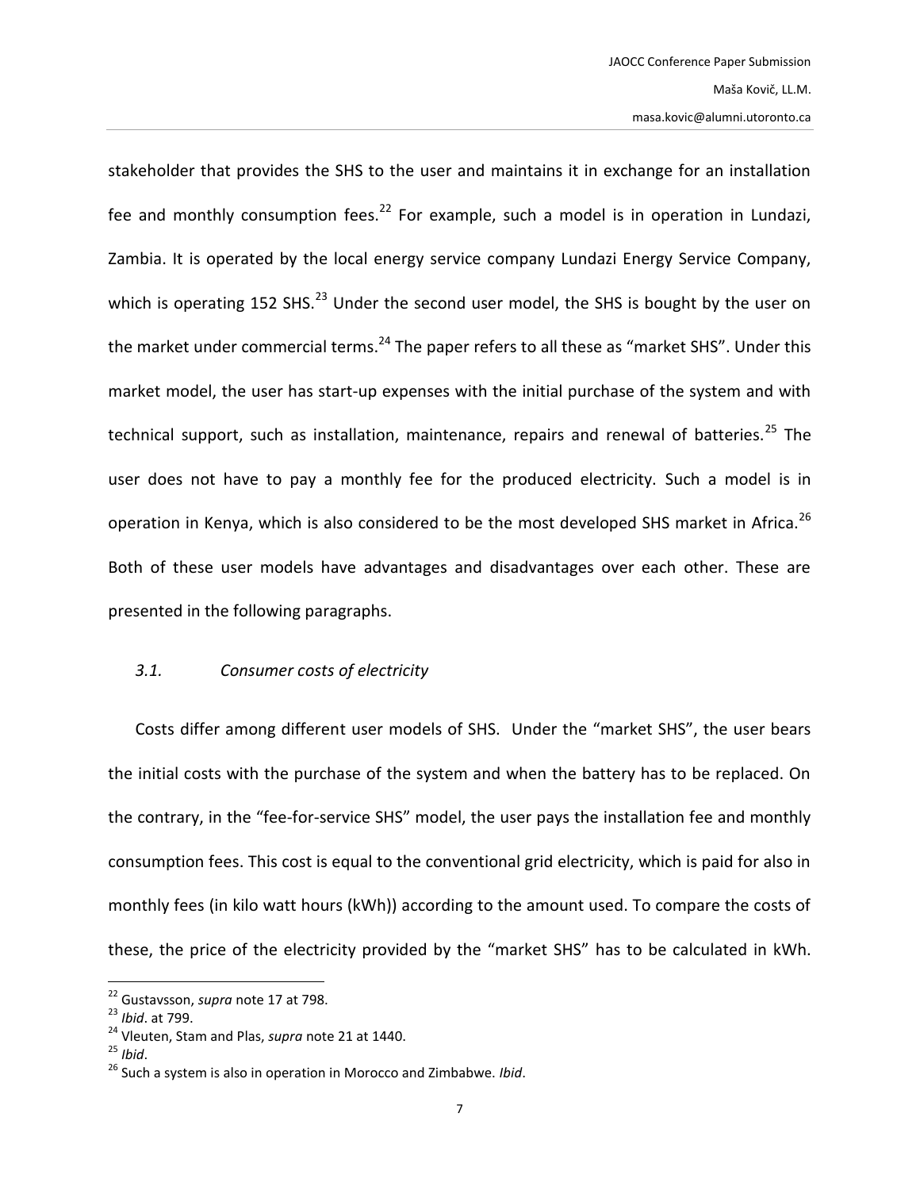stakeholder that provides the SHS to the user and maintains it in exchange for an installation fee and monthly consumption fees.[22] For example, such a model is in operation in Lundazi, Zambia. It is operated by the local energy service company Lundazi Energy Service Company, which is operating 152 SHS.[23] Under the second user model, the SHS is bought by the user on the market under commercial terms.[24] The paper refers to all these as "market SHS". Under this market model, the user has start-up expenses with the initial purchase of the system and with technical support, such as installation, maintenance, repairs and renewal of batteries.[25] The user does not have to pay a monthly fee for the produced electricity. Such a model is in operation in Kenya, which is also considered to be the most developed SHS market in Africa.[26] Both of these user models have advantages and disadvantages over each other. These are presented in the following paragraphs.

### *3.1. Consumer costs of electricity*

Costs differ among different user models of SHS. Under the "market SHS", the user bears the initial costs with the purchase of the system and when the battery has to be replaced. On the contrary, in the "fee-for-service SHS" model, the user pays the installation fee and monthly consumption fees. This cost is equal to the conventional grid electricity, which is paid for also in monthly fees (in kilo watt hours (kWh)) according to the amount used. To compare the costs of these, the price of the electricity provided by the "market SHS" has to be calculated in kWh.

---

[22] Gustavsson, *supra* note 17 at 798.
[23] *Ibid*. at 799.
[24] Vleuten, Stam and Plas, *supra* note 21 at 1440.
[25] *Ibid*.
[26] Such a system is also in operation in Morocco and Zimbabwe. *Ibid*.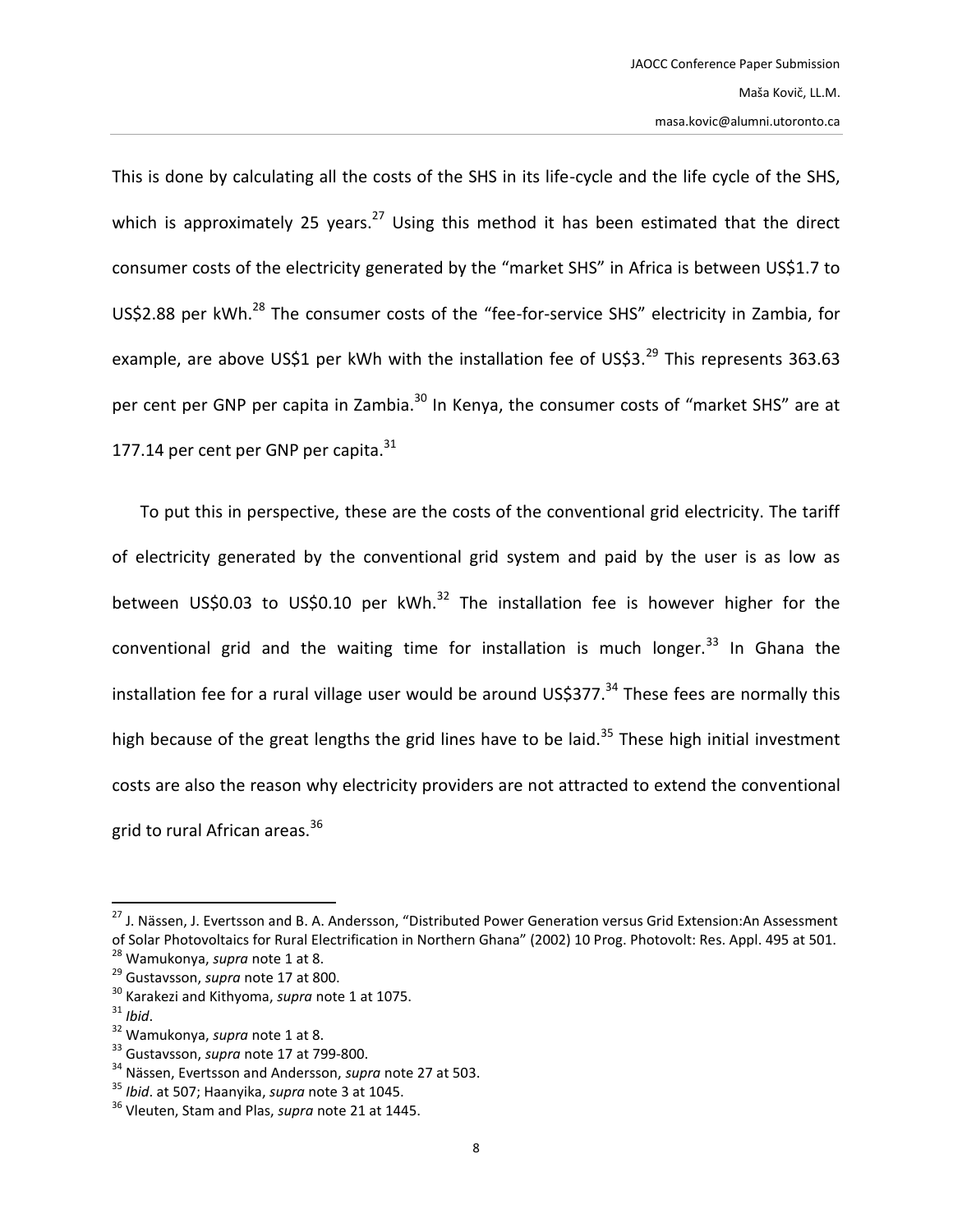This is done by calculating all the costs of the SHS in its life-cycle and the life cycle of the SHS, which is approximately 25 years.[27] Using this method it has been estimated that the direct consumer costs of the electricity generated by the "market SHS" in Africa is between US$1.7 to US$2.88 per kWh.[28] The consumer costs of the "fee-for-service SHS" electricity in Zambia, for example, are above US$1 per kWh with the installation fee of US$3.[29] This represents 363.63 per cent per GNP per capita in Zambia.[30] In Kenya, the consumer costs of "market SHS" are at 177.14 per cent per GNP per capita.[31]

To put this in perspective, these are the costs of the conventional grid electricity. The tariff of electricity generated by the conventional grid system and paid by the user is as low as between US$0.03 to US$0.10 per kWh.[32] The installation fee is however higher for the conventional grid and the waiting time for installation is much longer.[33] In Ghana the installation fee for a rural village user would be around US$377.[34] These fees are normally this high because of the great lengths the grid lines have to be laid.[35] These high initial investment costs are also the reason why electricity providers are not attracted to extend the conventional grid to rural African areas.[36]

---

[27] J. Nässen, J. Evertsson and B. A. Andersson, "Distributed Power Generation versus Grid Extension:An Assessment of Solar Photovoltaics for Rural Electrification in Northern Ghana" (2002) 10 Prog. Photovolt: Res. Appl. 495 at 501.

[28] Wamukonya, *supra* note 1 at 8.

[29] Gustavsson, *supra* note 17 at 800.

[30] Karakezi and Kithyoma, *supra* note 1 at 1075.

[31] *Ibid*.

[32] Wamukonya, *supra* note 1 at 8.

[33] Gustavsson, *supra* note 17 at 799-800.

[34] Nässen, Evertsson and Andersson, *supra* note 27 at 503.

[35] *Ibid*. at 507; Haanyika, *supra* note 3 at 1045.

[36] Vleuten, Stam and Plas, *supra* note 21 at 1445.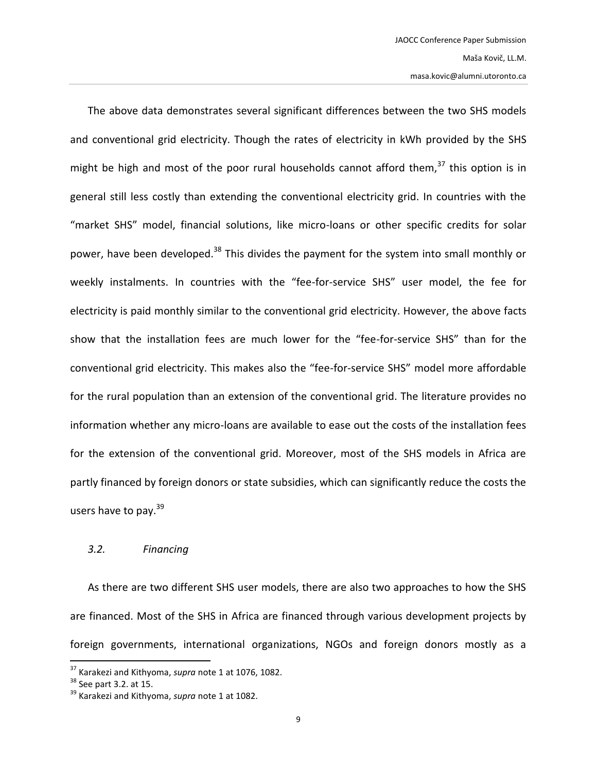The above data demonstrates several significant differences between the two SHS models and conventional grid electricity. Though the rates of electricity in kWh provided by the SHS might be high and most of the poor rural households cannot afford them,[37] this option is in general still less costly than extending the conventional electricity grid. In countries with the "market SHS" model, financial solutions, like micro-loans or other specific credits for solar power, have been developed.[38] This divides the payment for the system into small monthly or weekly instalments. In countries with the "fee-for-service SHS" user model, the fee for electricity is paid monthly similar to the conventional grid electricity. However, the above facts show that the installation fees are much lower for the "fee-for-service SHS" than for the conventional grid electricity. This makes also the "fee-for-service SHS" model more affordable for the rural population than an extension of the conventional grid. The literature provides no information whether any micro-loans are available to ease out the costs of the installation fees for the extension of the conventional grid. Moreover, most of the SHS models in Africa are partly financed by foreign donors or state subsidies, which can significantly reduce the costs the users have to pay.[39]

### *3.2. Financing*

As there are two different SHS user models, there are also two approaches to how the SHS are financed. Most of the SHS in Africa are financed through various development projects by foreign governments, international organizations, NGOs and foreign donors mostly as a

[37] Karakezi and Kithyoma, *supra* note 1 at 1076, 1082.
[38] See part 3.2. at 15.
[39] Karakezi and Kithyoma, *supra* note 1 at 1082.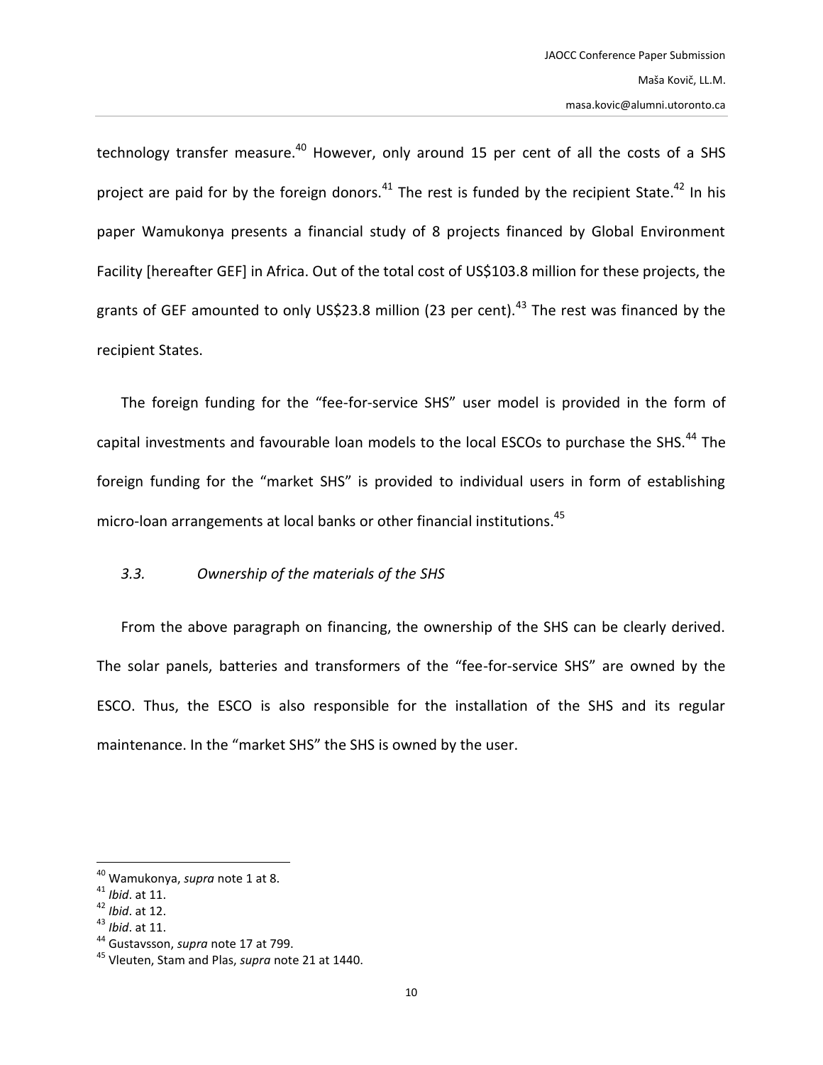technology transfer measure.[40] However, only around 15 per cent of all the costs of a SHS project are paid for by the foreign donors.[41] The rest is funded by the recipient State.[42] In his paper Wamukonya presents a financial study of 8 projects financed by Global Environment Facility [hereafter GEF] in Africa. Out of the total cost of US$103.8 million for these projects, the grants of GEF amounted to only US$23.8 million (23 per cent).[43] The rest was financed by the recipient States.

The foreign funding for the "fee-for-service SHS" user model is provided in the form of capital investments and favourable loan models to the local ESCOs to purchase the SHS.[44] The foreign funding for the "market SHS" is provided to individual users in form of establishing micro-loan arrangements at local banks or other financial institutions.[45]

### *3.3. Ownership of the materials of the SHS*

From the above paragraph on financing, the ownership of the SHS can be clearly derived. The solar panels, batteries and transformers of the "fee-for-service SHS" are owned by the ESCO. Thus, the ESCO is also responsible for the installation of the SHS and its regular maintenance. In the "market SHS" the SHS is owned by the user.

---

[40] Wamukonya, *supra* note 1 at 8.
[41] *Ibid*. at 11.
[42] *Ibid*. at 12.
[43] *Ibid*. at 11.
[44] Gustavsson, *supra* note 17 at 799.
[45] Vleuten, Stam and Plas, *supra* note 21 at 1440.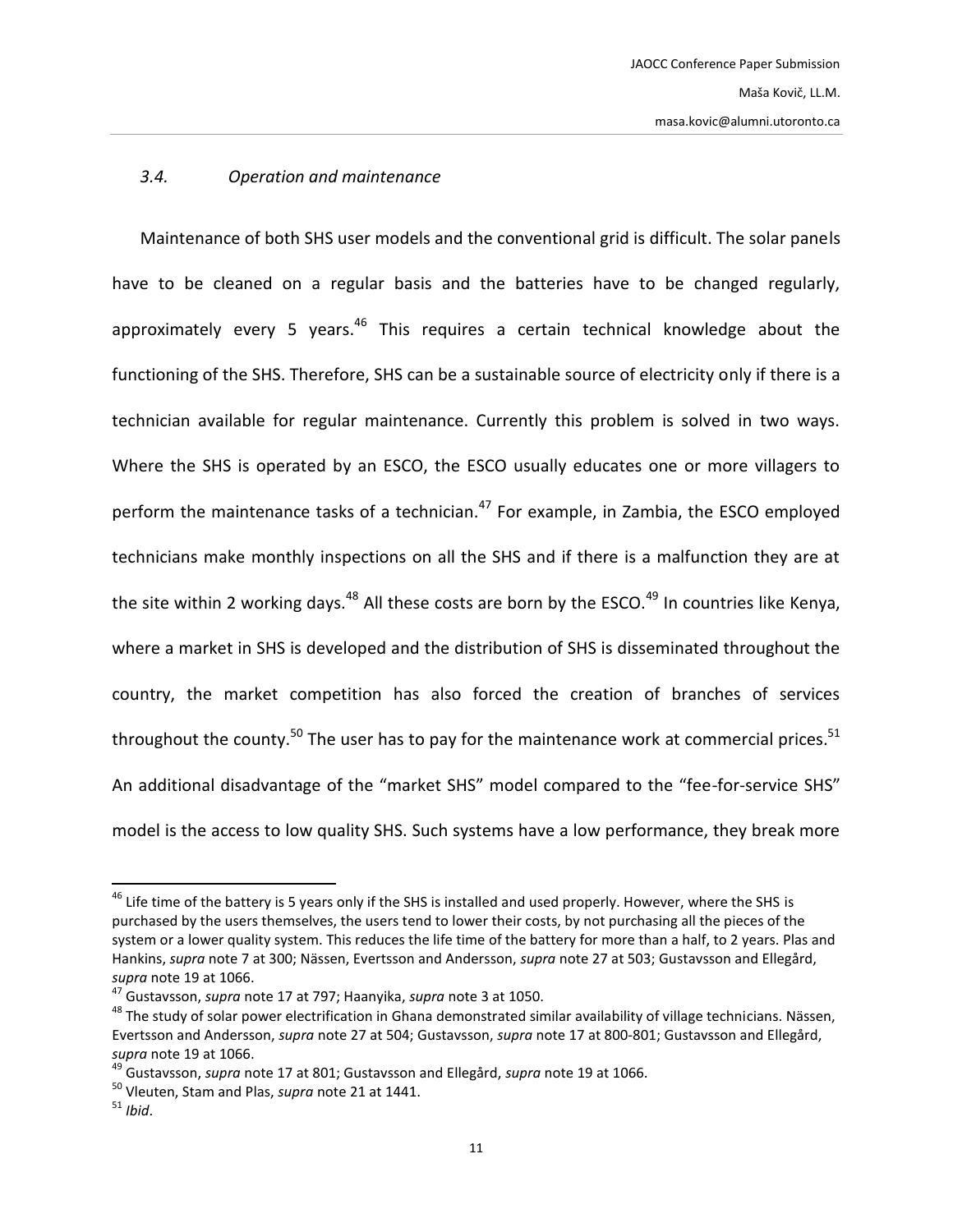### *3.4. Operation and maintenance*

Maintenance of both SHS user models and the conventional grid is difficult. The solar panels have to be cleaned on a regular basis and the batteries have to be changed regularly, approximately every 5 years.[46] This requires a certain technical knowledge about the functioning of the SHS. Therefore, SHS can be a sustainable source of electricity only if there is a technician available for regular maintenance. Currently this problem is solved in two ways. Where the SHS is operated by an ESCO, the ESCO usually educates one or more villagers to perform the maintenance tasks of a technician.[47] For example, in Zambia, the ESCO employed technicians make monthly inspections on all the SHS and if there is a malfunction they are at the site within 2 working days.[48] All these costs are born by the ESCO.[49] In countries like Kenya, where a market in SHS is developed and the distribution of SHS is disseminated throughout the country, the market competition has also forced the creation of branches of services throughout the county.[50] The user has to pay for the maintenance work at commercial prices.[51] An additional disadvantage of the "market SHS" model compared to the "fee-for-service SHS" model is the access to low quality SHS. Such systems have a low performance, they break more

---

[46] Life time of the battery is 5 years only if the SHS is installed and used properly. However, where the SHS is purchased by the users themselves, the users tend to lower their costs, by not purchasing all the pieces of the system or a lower quality system. This reduces the life time of the battery for more than a half, to 2 years. Plas and Hankins, *supra* note 7 at 300; Nässen, Evertsson and Andersson, *supra* note 27 at 503; Gustavsson and Ellegård, *supra* note 19 at 1066.

[47] Gustavsson, *supra* note 17 at 797; Haanyika, *supra* note 3 at 1050.

[48] The study of solar power electrification in Ghana demonstrated similar availability of village technicians. Nässen, Evertsson and Andersson, *supra* note 27 at 504; Gustavsson, *supra* note 17 at 800-801; Gustavsson and Ellegård, *supra* note 19 at 1066.

[49] Gustavsson, *supra* note 17 at 801; Gustavsson and Ellegård, *supra* note 19 at 1066.

[50] Vleuten, Stam and Plas, *supra* note 21 at 1441.

[51] *Ibid*.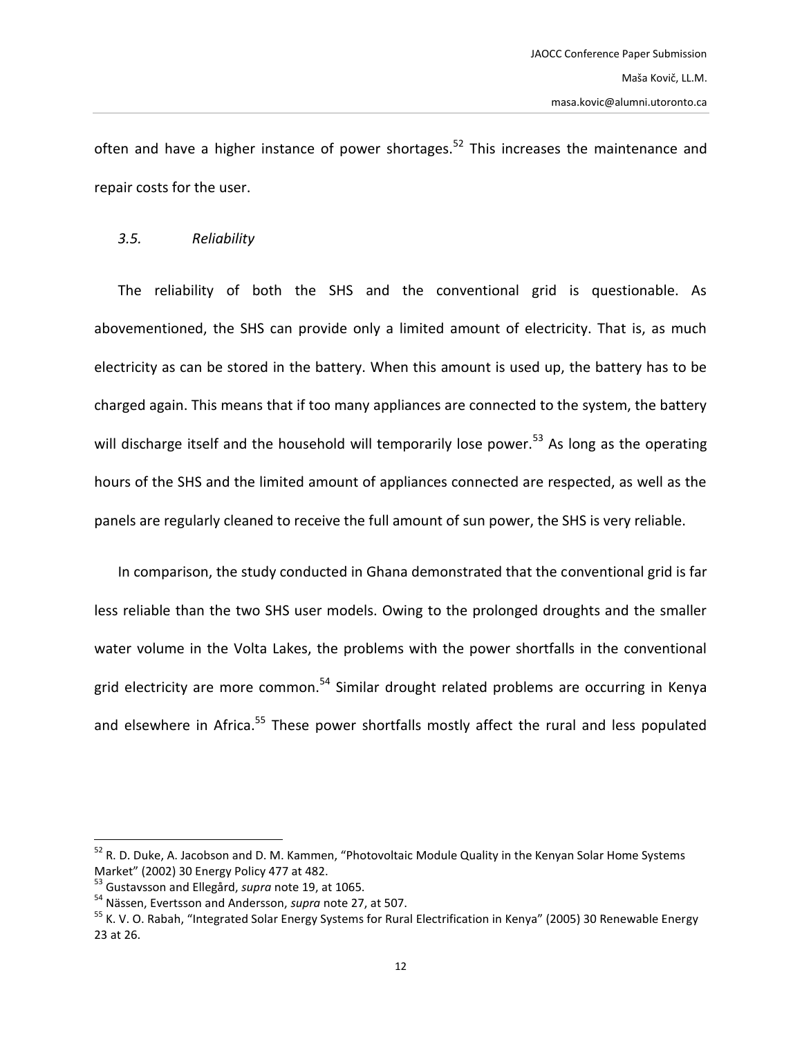often and have a higher instance of power shortages.[52] This increases the maintenance and repair costs for the user.

### *3.5. Reliability*

The reliability of both the SHS and the conventional grid is questionable. As abovementioned, the SHS can provide only a limited amount of electricity. That is, as much electricity as can be stored in the battery. When this amount is used up, the battery has to be charged again. This means that if too many appliances are connected to the system, the battery will discharge itself and the household will temporarily lose power.[53] As long as the operating hours of the SHS and the limited amount of appliances connected are respected, as well as the panels are regularly cleaned to receive the full amount of sun power, the SHS is very reliable.

In comparison, the study conducted in Ghana demonstrated that the conventional grid is far less reliable than the two SHS user models. Owing to the prolonged droughts and the smaller water volume in the Volta Lakes, the problems with the power shortfalls in the conventional grid electricity are more common.[54] Similar drought related problems are occurring in Kenya and elsewhere in Africa.[55] These power shortfalls mostly affect the rural and less populated

---

[52] R. D. Duke, A. Jacobson and D. M. Kammen, "Photovoltaic Module Quality in the Kenyan Solar Home Systems Market" (2002) 30 Energy Policy 477 at 482.

[53] Gustavsson and Ellegård, *supra* note 19, at 1065.

[54] Nässen, Evertsson and Andersson, *supra* note 27, at 507.

[55] K. V. O. Rabah, "Integrated Solar Energy Systems for Rural Electrification in Kenya" (2005) 30 Renewable Energy 23 at 26.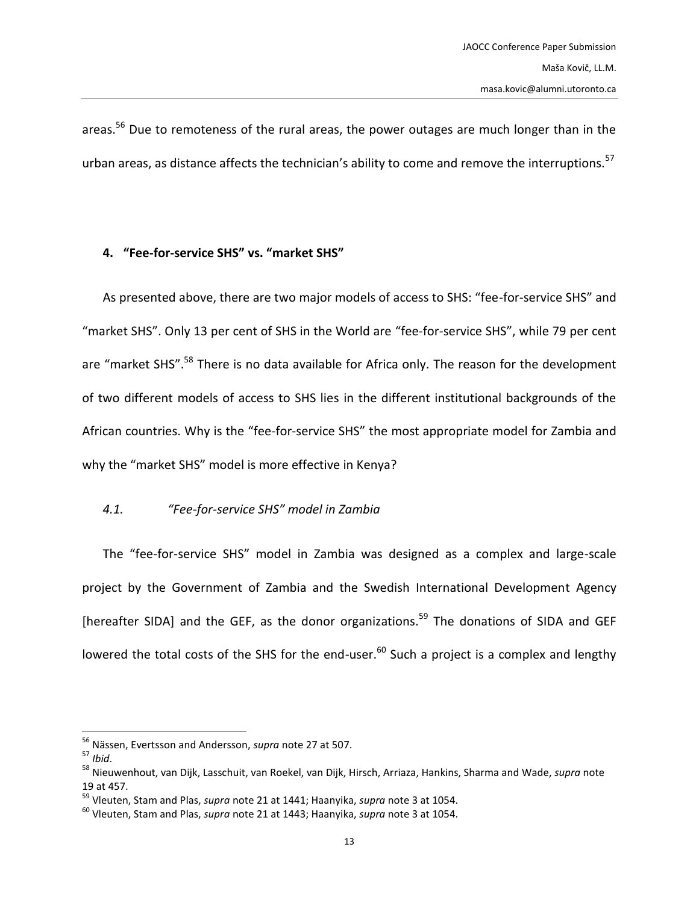areas.[56] Due to remoteness of the rural areas, the power outages are much longer than in the urban areas, as distance affects the technician's ability to come and remove the interruptions.[57]

## 4. "Fee-for-service SHS" vs. "market SHS"

As presented above, there are two major models of access to SHS: "fee-for-service SHS" and "market SHS". Only 13 per cent of SHS in the World are "fee-for-service SHS", while 79 per cent are "market SHS".[58] There is no data available for Africa only. The reason for the development of two different models of access to SHS lies in the different institutional backgrounds of the African countries. Why is the "fee-for-service SHS" the most appropriate model for Zambia and why the "market SHS" model is more effective in Kenya?

### *4.1. "Fee-for-service SHS" model in Zambia*

The "fee-for-service SHS" model in Zambia was designed as a complex and large-scale project by the Government of Zambia and the Swedish International Development Agency [hereafter SIDA] and the GEF, as the donor organizations.[59] The donations of SIDA and GEF lowered the total costs of the SHS for the end-user.[60] Such a project is a complex and lengthy

---

[56] Nässen, Evertsson and Andersson, *supra* note 27 at 507.

[57] *Ibid*.

[58] Nieuwenhout, van Dijk, Lasschuit, van Roekel, van Dijk, Hirsch, Arriaza, Hankins, Sharma and Wade, *supra* note 19 at 457.

[59] Vleuten, Stam and Plas, *supra* note 21 at 1441; Haanyika, *supra* note 3 at 1054.

[60] Vleuten, Stam and Plas, *supra* note 21 at 1443; Haanyika, *supra* note 3 at 1054.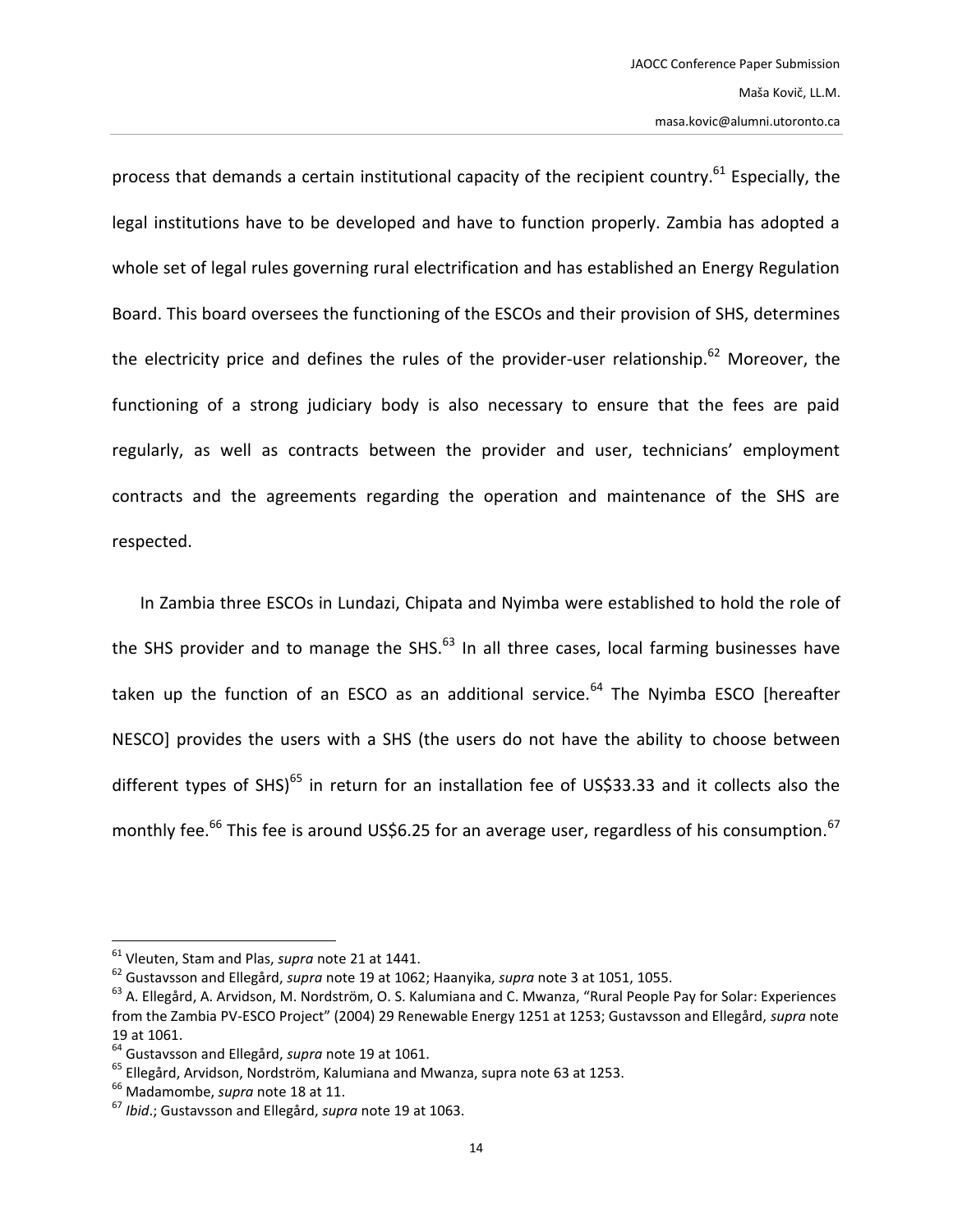process that demands a certain institutional capacity of the recipient country.[61] Especially, the legal institutions have to be developed and have to function properly. Zambia has adopted a whole set of legal rules governing rural electrification and has established an Energy Regulation Board. This board oversees the functioning of the ESCOs and their provision of SHS, determines the electricity price and defines the rules of the provider-user relationship.[62] Moreover, the functioning of a strong judiciary body is also necessary to ensure that the fees are paid regularly, as well as contracts between the provider and user, technicians' employment contracts and the agreements regarding the operation and maintenance of the SHS are respected.

In Zambia three ESCOs in Lundazi, Chipata and Nyimba were established to hold the role of the SHS provider and to manage the SHS.[63] In all three cases, local farming businesses have taken up the function of an ESCO as an additional service.[64] The Nyimba ESCO [hereafter NESCO] provides the users with a SHS (the users do not have the ability to choose between different types of SHS)[65] in return for an installation fee of US$33.33 and it collects also the monthly fee.[66] This fee is around US$6.25 for an average user, regardless of his consumption.[67]

---

[61] Vleuten, Stam and Plas, *supra* note 21 at 1441.

[62] Gustavsson and Ellegård, *supra* note 19 at 1062; Haanyika, *supra* note 3 at 1051, 1055.

[63] A. Ellegård, A. Arvidson, M. Nordström, O. S. Kalumiana and C. Mwanza, "Rural People Pay for Solar: Experiences from the Zambia PV-ESCO Project" (2004) 29 Renewable Energy 1251 at 1253; Gustavsson and Ellegård, *supra* note 19 at 1061.

[64] Gustavsson and Ellegård, *supra* note 19 at 1061.

[65] Ellegård, Arvidson, Nordström, Kalumiana and Mwanza, supra note 63 at 1253.

[66] Madamombe, *supra* note 18 at 11.

[67] *Ibid*.; Gustavsson and Ellegård, *supra* note 19 at 1063.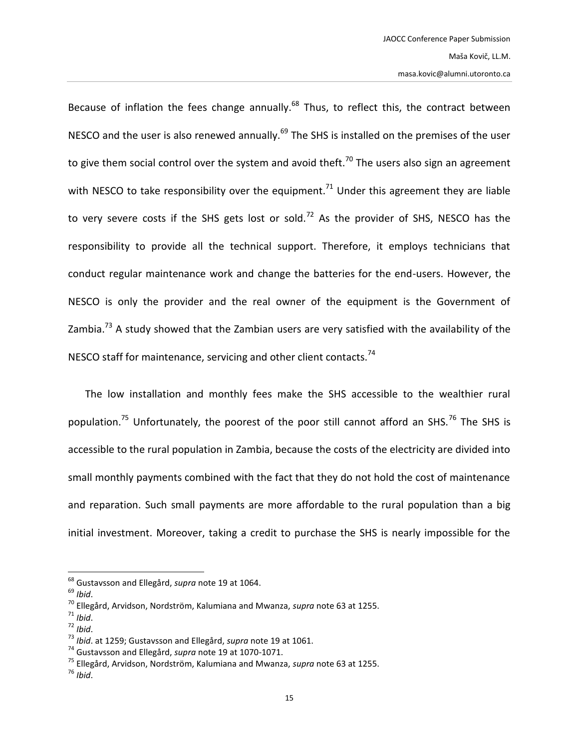Because of inflation the fees change annually.[68] Thus, to reflect this, the contract between NESCO and the user is also renewed annually.[69] The SHS is installed on the premises of the user to give them social control over the system and avoid theft.[70] The users also sign an agreement with NESCO to take responsibility over the equipment.[71] Under this agreement they are liable to very severe costs if the SHS gets lost or sold.[72] As the provider of SHS, NESCO has the responsibility to provide all the technical support. Therefore, it employs technicians that conduct regular maintenance work and change the batteries for the end-users. However, the NESCO is only the provider and the real owner of the equipment is the Government of Zambia.[73] A study showed that the Zambian users are very satisfied with the availability of the NESCO staff for maintenance, servicing and other client contacts.[74]

The low installation and monthly fees make the SHS accessible to the wealthier rural population.[75] Unfortunately, the poorest of the poor still cannot afford an SHS.[76] The SHS is accessible to the rural population in Zambia, because the costs of the electricity are divided into small monthly payments combined with the fact that they do not hold the cost of maintenance and reparation. Such small payments are more affordable to the rural population than a big initial investment. Moreover, taking a credit to purchase the SHS is nearly impossible for the

---

[68] Gustavsson and Ellegård, *supra* note 19 at 1064.

[69] *Ibid*.

[70] Ellegård, Arvidson, Nordström, Kalumiana and Mwanza, *supra* note 63 at 1255.

[71] *Ibid*.

[72] *Ibid*.

[73] *Ibid*. at 1259; Gustavsson and Ellegård, *supra* note 19 at 1061.

[74] Gustavsson and Ellegård, *supra* note 19 at 1070-1071.

[75] Ellegård, Arvidson, Nordström, Kalumiana and Mwanza, *supra* note 63 at 1255.

[76] *Ibid*.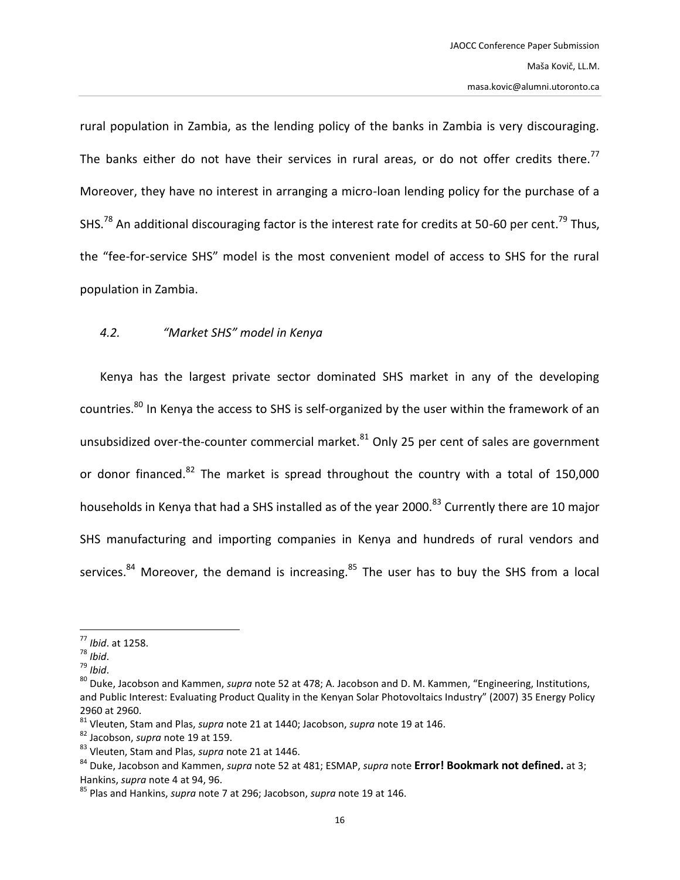rural population in Zambia, as the lending policy of the banks in Zambia is very discouraging. The banks either do not have their services in rural areas, or do not offer credits there.[77] Moreover, they have no interest in arranging a micro-loan lending policy for the purchase of a SHS.[78] An additional discouraging factor is the interest rate for credits at 50-60 per cent.[79] Thus, the "fee-for-service SHS" model is the most convenient model of access to SHS for the rural population in Zambia.

### *4.2. "Market SHS" model in Kenya*

Kenya has the largest private sector dominated SHS market in any of the developing countries.[80] In Kenya the access to SHS is self-organized by the user within the framework of an unsubsidized over-the-counter commercial market.[81] Only 25 per cent of sales are government or donor financed.[82] The market is spread throughout the country with a total of 150,000 households in Kenya that had a SHS installed as of the year 2000.[83] Currently there are 10 major SHS manufacturing and importing companies in Kenya and hundreds of rural vendors and services.[84] Moreover, the demand is increasing.[85] The user has to buy the SHS from a local

---

[77] *Ibid*. at 1258.

[78] *Ibid*.

[79] *Ibid*.

[80] Duke, Jacobson and Kammen, *supra* note 52 at 478; A. Jacobson and D. M. Kammen, "Engineering, Institutions, and Public Interest: Evaluating Product Quality in the Kenyan Solar Photovoltaics Industry" (2007) 35 Energy Policy 2960 at 2960.

[81] Vleuten, Stam and Plas, *supra* note 21 at 1440; Jacobson, *supra* note 19 at 146.

[82] Jacobson, *supra* note 19 at 159.

[83] Vleuten, Stam and Plas, *supra* note 21 at 1446.

[84] Duke, Jacobson and Kammen, *supra* note 52 at 481; ESMAP, *supra* note **Error! Bookmark not defined.** at 3; Hankins, *supra* note 4 at 94, 96.

[85] Plas and Hankins, *supra* note 7 at 296; Jacobson, *supra* note 19 at 146.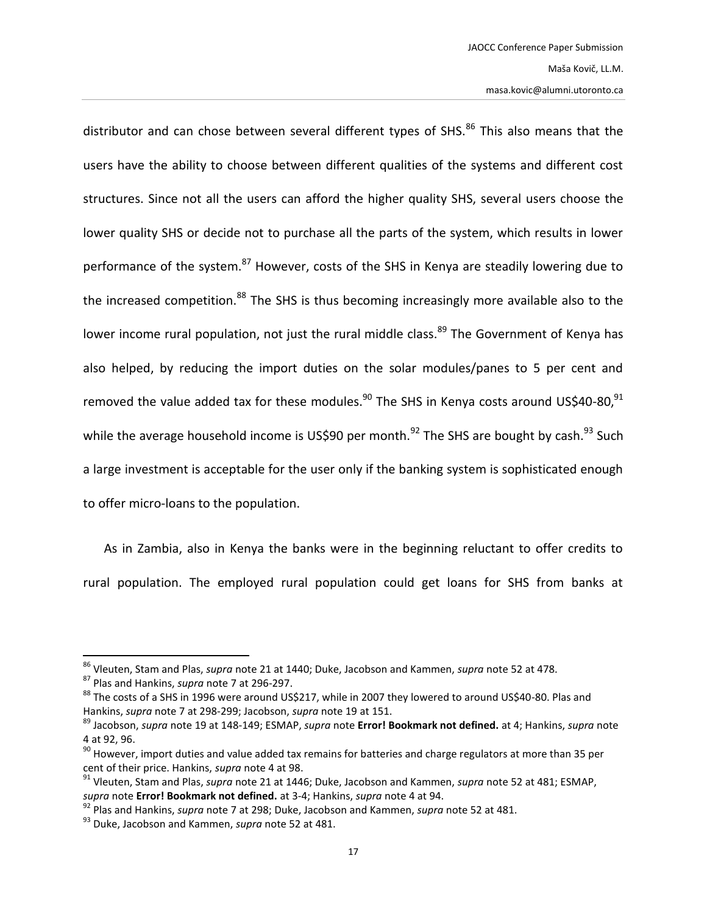distributor and can chose between several different types of SHS.[86] This also means that the users have the ability to choose between different qualities of the systems and different cost structures. Since not all the users can afford the higher quality SHS, several users choose the lower quality SHS or decide not to purchase all the parts of the system, which results in lower performance of the system.[87] However, costs of the SHS in Kenya are steadily lowering due to the increased competition.[88] The SHS is thus becoming increasingly more available also to the lower income rural population, not just the rural middle class.[89] The Government of Kenya has also helped, by reducing the import duties on the solar modules/panes to 5 per cent and removed the value added tax for these modules.[90] The SHS in Kenya costs around US$40-80,[91] while the average household income is US$90 per month.[92] The SHS are bought by cash.[93] Such a large investment is acceptable for the user only if the banking system is sophisticated enough to offer micro-loans to the population.

As in Zambia, also in Kenya the banks were in the beginning reluctant to offer credits to rural population. The employed rural population could get loans for SHS from banks at

---

[86] Vleuten, Stam and Plas, *supra* note 21 at 1440; Duke, Jacobson and Kammen, *supra* note 52 at 478.

[87] Plas and Hankins, *supra* note 7 at 296-297.

[88] The costs of a SHS in 1996 were around US$217, while in 2007 they lowered to around US$40-80. Plas and Hankins, *supra* note 7 at 298-299; Jacobson, *supra* note 19 at 151.

[89] Jacobson, *supra* note 19 at 148-149; ESMAP, *supra* note **Error! Bookmark not defined.** at 4; Hankins, *supra* note 4 at 92, 96.

[90] However, import duties and value added tax remains for batteries and charge regulators at more than 35 per cent of their price. Hankins, *supra* note 4 at 98.

[91] Vleuten, Stam and Plas, *supra* note 21 at 1446; Duke, Jacobson and Kammen, *supra* note 52 at 481; ESMAP, *supra* note **Error! Bookmark not defined.** at 3-4; Hankins, *supra* note 4 at 94.

[92] Plas and Hankins, *supra* note 7 at 298; Duke, Jacobson and Kammen, *supra* note 52 at 481.

[93] Duke, Jacobson and Kammen, *supra* note 52 at 481.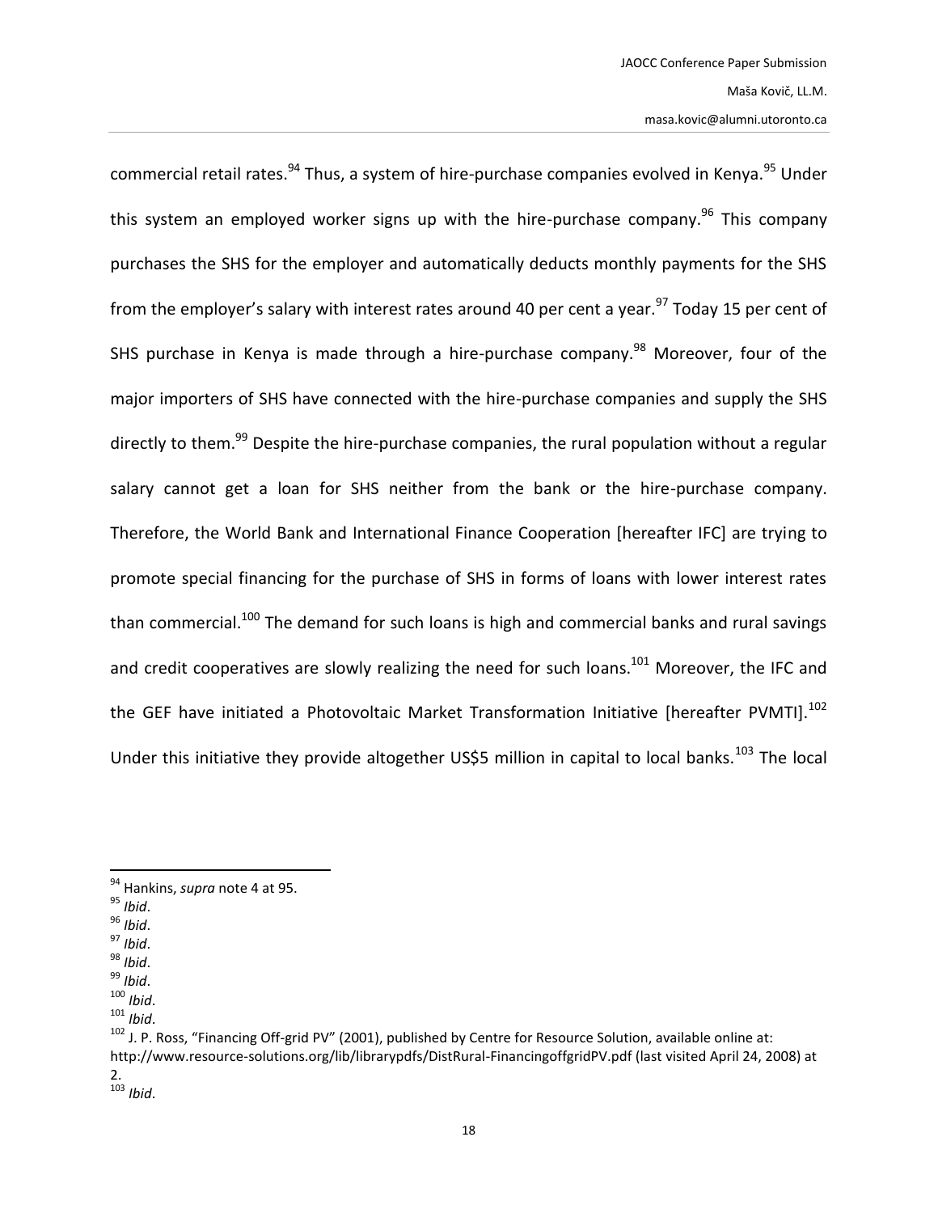commercial retail rates.[94] Thus, a system of hire-purchase companies evolved in Kenya.[95] Under this system an employed worker signs up with the hire-purchase company.[96] This company purchases the SHS for the employer and automatically deducts monthly payments for the SHS from the employer's salary with interest rates around 40 per cent a year.[97] Today 15 per cent of SHS purchase in Kenya is made through a hire-purchase company.[98] Moreover, four of the major importers of SHS have connected with the hire-purchase companies and supply the SHS directly to them.[99] Despite the hire-purchase companies, the rural population without a regular salary cannot get a loan for SHS neither from the bank or the hire-purchase company. Therefore, the World Bank and International Finance Cooperation [hereafter IFC] are trying to promote special financing for the purchase of SHS in forms of loans with lower interest rates than commercial.[100] The demand for such loans is high and commercial banks and rural savings and credit cooperatives are slowly realizing the need for such loans.[101] Moreover, the IFC and the GEF have initiated a Photovoltaic Market Transformation Initiative [hereafter PVMTI].[102] Under this initiative they provide altogether US$5 million in capital to local banks.[103] The local

---

[94] Hankins, *supra* note 4 at 95.

[95] *Ibid*.

[96] *Ibid*.

[97] *Ibid*.

[98] *Ibid*.

[99] *Ibid*.

[100] *Ibid*.

[101] *Ibid*.

[102] J. P. Ross, "Financing Off-grid PV" (2001), published by Centre for Resource Solution, available online at: http://www.resource-solutions.org/lib/librarypdfs/DistRural-FinancingoffgridPV.pdf (last visited April 24, 2008) at 2.

[103] *Ibid*.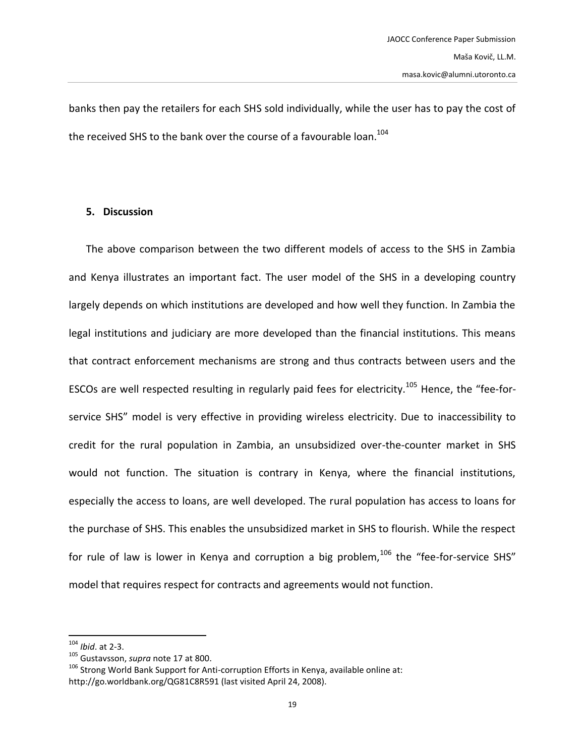banks then pay the retailers for each SHS sold individually, while the user has to pay the cost of the received SHS to the bank over the course of a favourable loan.[104]

## 5. Discussion

The above comparison between the two different models of access to the SHS in Zambia and Kenya illustrates an important fact. The user model of the SHS in a developing country largely depends on which institutions are developed and how well they function. In Zambia the legal institutions and judiciary are more developed than the financial institutions. This means that contract enforcement mechanisms are strong and thus contracts between users and the ESCOs are well respected resulting in regularly paid fees for electricity.[105] Hence, the "fee-for-service SHS" model is very effective in providing wireless electricity. Due to inaccessibility to credit for the rural population in Zambia, an unsubsidized over-the-counter market in SHS would not function. The situation is contrary in Kenya, where the financial institutions, especially the access to loans, are well developed. The rural population has access to loans for the purchase of SHS. This enables the unsubsidized market in SHS to flourish. While the respect for rule of law is lower in Kenya and corruption a big problem,[106] the "fee-for-service SHS" model that requires respect for contracts and agreements would not function.

---

[104] *Ibid*. at 2-3.

[105] Gustavsson, *supra* note 17 at 800.

[106] Strong World Bank Support for Anti-corruption Efforts in Kenya, available online at: http://go.worldbank.org/QG81C8R591 (last visited April 24, 2008).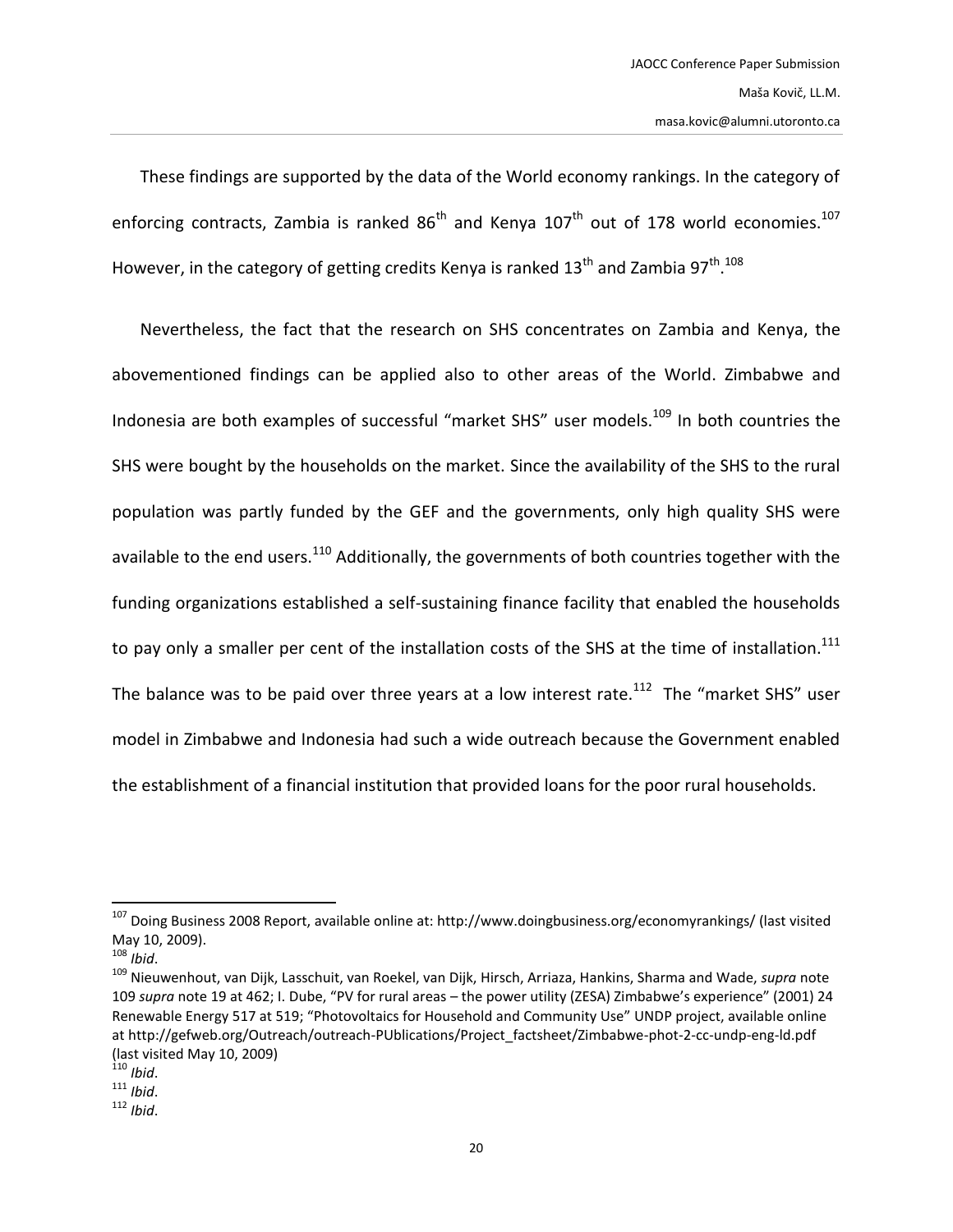These findings are supported by the data of the World economy rankings. In the category of enforcing contracts, Zambia is ranked 86th and Kenya 107th out of 178 world economies.[107] However, in the category of getting credits Kenya is ranked 13th and Zambia 97th.[108]

Nevertheless, the fact that the research on SHS concentrates on Zambia and Kenya, the abovementioned findings can be applied also to other areas of the World. Zimbabwe and Indonesia are both examples of successful "market SHS" user models.[109] In both countries the SHS were bought by the households on the market. Since the availability of the SHS to the rural population was partly funded by the GEF and the governments, only high quality SHS were available to the end users.[110] Additionally, the governments of both countries together with the funding organizations established a self-sustaining finance facility that enabled the households to pay only a smaller per cent of the installation costs of the SHS at the time of installation.[111] The balance was to be paid over three years at a low interest rate.[112] The "market SHS" user model in Zimbabwe and Indonesia had such a wide outreach because the Government enabled the establishment of a financial institution that provided loans for the poor rural households.

---

[107] Doing Business 2008 Report, available online at: http://www.doingbusiness.org/economyrankings/ (last visited May 10, 2009).

[108] *Ibid*.

[109] Nieuwenhout, van Dijk, Lasschuit, van Roekel, van Dijk, Hirsch, Arriaza, Hankins, Sharma and Wade, *supra* note 109 *supra* note 19 at 462; I. Dube, "PV for rural areas – the power utility (ZESA) Zimbabwe's experience" (2001) 24 Renewable Energy 517 at 519; "Photovoltaics for Household and Community Use" UNDP project, available online at http://gefweb.org/Outreach/outreach-PUblications/Project_factsheet/Zimbabwe-phot-2-cc-undp-eng-ld.pdf (last visited May 10, 2009)

[110] *Ibid*.

[111] *Ibid*.

[112] *Ibid*.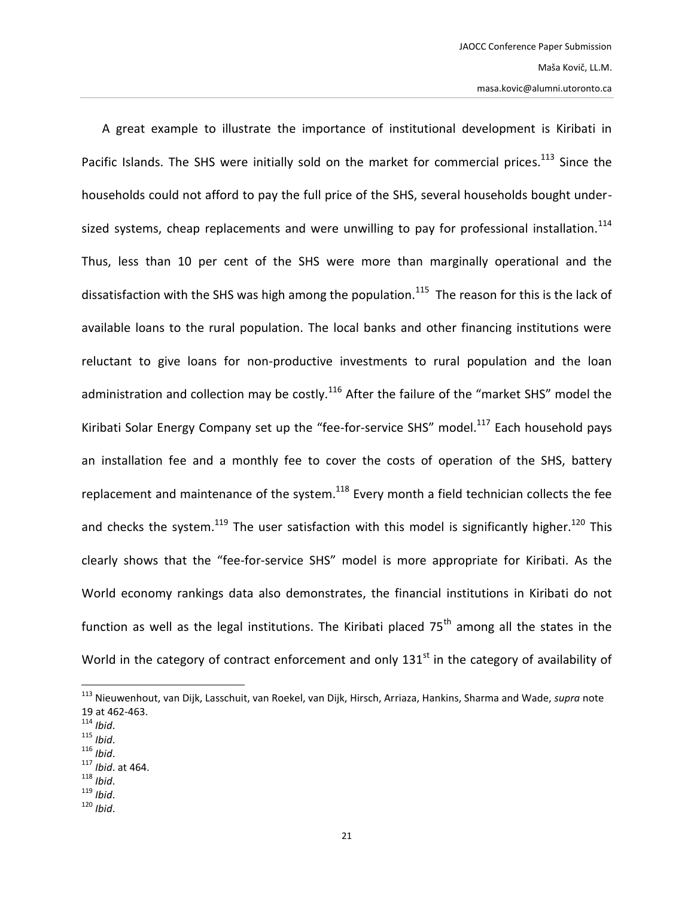A great example to illustrate the importance of institutional development is Kiribati in Pacific Islands. The SHS were initially sold on the market for commercial prices.[113] Since the households could not afford to pay the full price of the SHS, several households bought under-sized systems, cheap replacements and were unwilling to pay for professional installation.[114] Thus, less than 10 per cent of the SHS were more than marginally operational and the dissatisfaction with the SHS was high among the population.[115] The reason for this is the lack of available loans to the rural population. The local banks and other financing institutions were reluctant to give loans for non-productive investments to rural population and the loan administration and collection may be costly.[116] After the failure of the "market SHS" model the Kiribati Solar Energy Company set up the "fee-for-service SHS" model.[117] Each household pays an installation fee and a monthly fee to cover the costs of operation of the SHS, battery replacement and maintenance of the system.[118] Every month a field technician collects the fee and checks the system.[119] The user satisfaction with this model is significantly higher.[120] This clearly shows that the "fee-for-service SHS" model is more appropriate for Kiribati. As the World economy rankings data also demonstrates, the financial institutions in Kiribati do not function as well as the legal institutions. The Kiribati placed 75th among all the states in the World in the category of contract enforcement and only 131st in the category of availability of

---

[113] Nieuwenhout, van Dijk, Lasschuit, van Roekel, van Dijk, Hirsch, Arriaza, Hankins, Sharma and Wade, *supra* note 19 at 462-463.

[114] *Ibid*.

[115] *Ibid*.

[116] *Ibid*.

[117] *Ibid*. at 464.

[118] *Ibid*.

[119] *Ibid*.

[120] *Ibid*.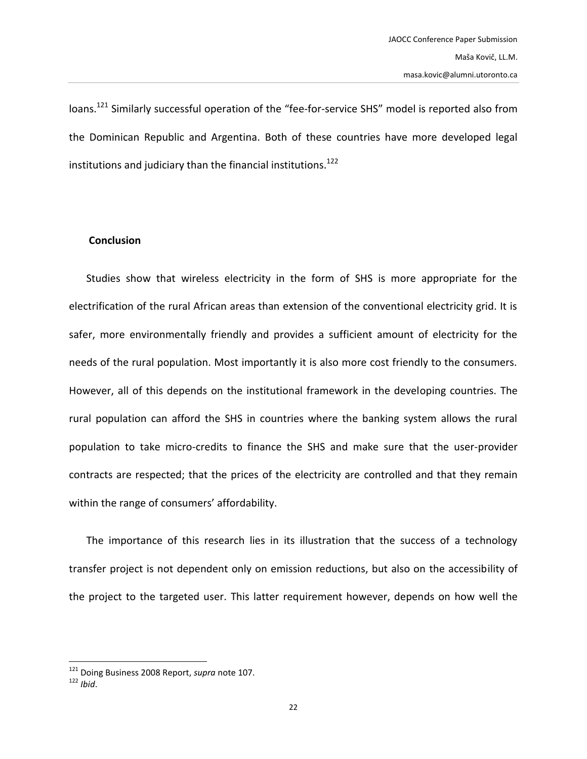loans.[121] Similarly successful operation of the "fee-for-service SHS" model is reported also from the Dominican Republic and Argentina. Both of these countries have more developed legal institutions and judiciary than the financial institutions.[122]

## Conclusion

Studies show that wireless electricity in the form of SHS is more appropriate for the electrification of the rural African areas than extension of the conventional electricity grid. It is safer, more environmentally friendly and provides a sufficient amount of electricity for the needs of the rural population. Most importantly it is also more cost friendly to the consumers. However, all of this depends on the institutional framework in the developing countries. The rural population can afford the SHS in countries where the banking system allows the rural population to take micro-credits to finance the SHS and make sure that the user-provider contracts are respected; that the prices of the electricity are controlled and that they remain within the range of consumers' affordability.

The importance of this research lies in its illustration that the success of a technology transfer project is not dependent only on emission reductions, but also on the accessibility of the project to the targeted user. This latter requirement however, depends on how well the

---

[121] Doing Business 2008 Report, *supra* note 107.

[122] *Ibid*.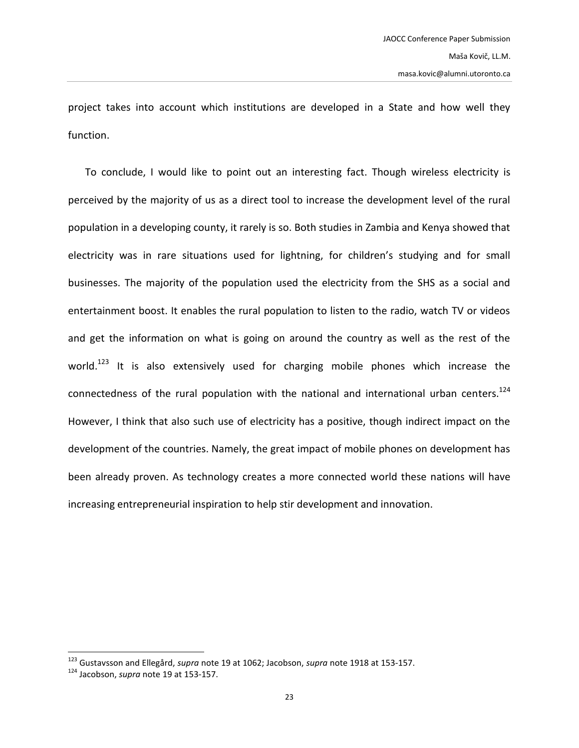project takes into account which institutions are developed in a State and how well they function.

To conclude, I would like to point out an interesting fact. Though wireless electricity is perceived by the majority of us as a direct tool to increase the development level of the rural population in a developing county, it rarely is so. Both studies in Zambia and Kenya showed that electricity was in rare situations used for lightning, for children's studying and for small businesses. The majority of the population used the electricity from the SHS as a social and entertainment boost. It enables the rural population to listen to the radio, watch TV or videos and get the information on what is going on around the country as well as the rest of the world.[123] It is also extensively used for charging mobile phones which increase the connectedness of the rural population with the national and international urban centers.[124] However, I think that also such use of electricity has a positive, though indirect impact on the development of the countries. Namely, the great impact of mobile phones on development has been already proven. As technology creates a more connected world these nations will have increasing entrepreneurial inspiration to help stir development and innovation.

---

[123] Gustavsson and Ellegård, *supra* note 19 at 1062; Jacobson, *supra* note 1918 at 153-157.
[124] Jacobson, *supra* note 19 at 153-157.